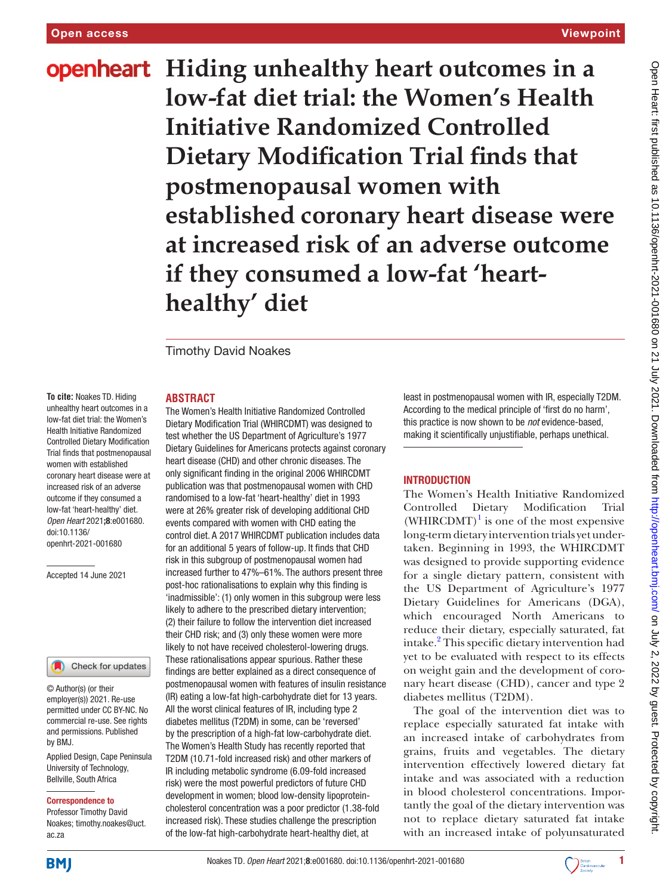# Hiding unhealthy heart outcomes in a low-fat diet trial: the Women's Health Initiative Randomized Controlled Dietary Modification Trial finds that postmenopausal women with established coronary heart disease were at increased risk of an adverse outcome if they consumed a low-fat 'heart-healthy' diet

Timothy David Noakes

**To cite:** Noakes TD. Hiding unhealthy heart outcomes in a low-fat diet trial: the Women's Health Initiative Randomized Controlled Dietary Modification Trial finds that postmenopausal women with established coronary heart disease were at increased risk of an adverse outcome if they consumed a low-fat 'heart-healthy' diet. *Open Heart* 2021;**8**:e001680. doi:10.1136/openhrt-2021-001680

Accepted 14 June 2021

© Author(s) (or their employer(s)) 2021. Re-use permitted under CC BY-NC. No commercial re-use. See rights and permissions. Published by BMJ.

Applied Design, Cape Peninsula University of Technology, Bellville, South Africa

**Correspondence to**
Professor Timothy David Noakes; timothy.noakes@uct.ac.za

## ABSTRACT

The Women's Health Initiative Randomized Controlled Dietary Modification Trial (WHIRCDMT) was designed to test whether the US Department of Agriculture's 1977 Dietary Guidelines for Americans protects against coronary heart disease (CHD) and other chronic diseases. The only significant finding in the original 2006 WHIRCDMT publication was that postmenopausal women with CHD randomised to a low-fat 'heart-healthy' diet in 1993 were at 26% greater risk of developing additional CHD events compared with women with CHD eating the control diet. A 2017 WHIRCDMT publication includes data for an additional 5 years of follow-up. It finds that CHD risk in this subgroup of postmenopausal women had increased further to 47%–61%. The authors present three post-hoc rationalisations to explain why this finding is 'inadmissible': (1) only women in this subgroup were less likely to adhere to the prescribed dietary intervention; (2) their failure to follow the intervention diet increased their CHD risk; and (3) only these women were more likely to not have received cholesterol-lowering drugs. These rationalisations appear spurious. Rather these findings are better explained as a direct consequence of postmenopausal women with features of insulin resistance (IR) eating a low-fat high-carbohydrate diet for 13 years. All the worst clinical features of IR, including type 2 diabetes mellitus (T2DM) in some, can be 'reversed' by the prescription of a high-fat low-carbohydrate diet. The Women's Health Study has recently reported that T2DM (10.71-fold increased risk) and other markers of IR including metabolic syndrome (6.09-fold increased risk) were the most powerful predictors of future CHD development in women; blood low-density lipoprotein-cholesterol concentration was a poor predictor (1.38-fold increased risk). These studies challenge the prescription of the low-fat high-carbohydrate heart-healthy diet, at least in postmenopausal women with IR, especially T2DM. According to the medical principle of 'first do no harm', this practice is now shown to be *not* evidence-based, making it scientifically unjustifiable, perhaps unethical.

## INTRODUCTION

The Women's Health Initiative Randomized Controlled Dietary Modification Trial (WHIRCDMT)[1] is one of the most expensive long-term dietary intervention trials yet undertaken. Beginning in 1993, the WHIRCDMT was designed to provide supporting evidence for a single dietary pattern, consistent with the US Department of Agriculture's 1977 Dietary Guidelines for Americans (DGA), which encouraged North Americans to reduce their dietary, especially saturated, fat intake.[2] This specific dietary intervention had yet to be evaluated with respect to its effects on weight gain and the development of coronary heart disease (CHD), cancer and type 2 diabetes mellitus (T2DM).

The goal of the intervention diet was to replace especially saturated fat intake with an increased intake of carbohydrates from grains, fruits and vegetables. The dietary intervention effectively lowered dietary fat intake and was associated with a reduction in blood cholesterol concentrations. Importantly the goal of the dietary intervention was not to replace dietary saturated fat intake with an increased intake of polyunsaturated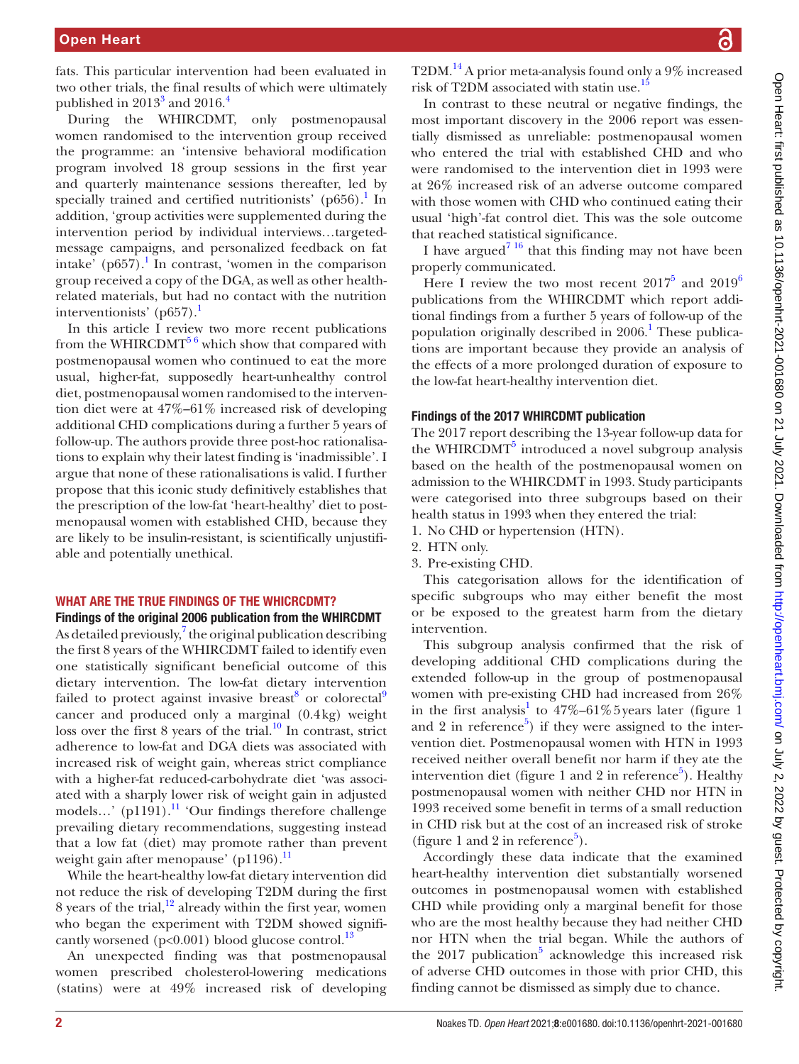fats. This particular intervention had been evaluated in two other trials, the final results of which were ultimately published in 2013[3] and 2016.[4]

During the WHIRCDMT, only postmenopausal women randomised to the intervention group received the programme: an 'intensive behavioral modification program involved 18 group sessions in the first year and quarterly maintenance sessions thereafter, led by specially trained and certified nutritionists' (p656).[1] In addition, 'group activities were supplemented during the intervention period by individual interviews…targeted-message campaigns, and personalized feedback on fat intake' (p657).[1] In contrast, 'women in the comparison group received a copy of the DGA, as well as other health-related materials, but had no contact with the nutrition interventionists' (p657).[1]

In this article I review two more recent publications from the WHIRCDMT[5 6] which show that compared with postmenopausal women who continued to eat the more usual, higher-fat, supposedly heart-unhealthy control diet, postmenopausal women randomised to the intervention diet were at 47%–61% increased risk of developing additional CHD complications during a further 5 years of follow-up. The authors provide three post-hoc rationalisations to explain why their latest finding is 'inadmissible'. I argue that none of these rationalisations is valid. I further propose that this iconic study definitively establishes that the prescription of the low-fat 'heart-healthy' diet to postmenopausal women with established CHD, because they are likely to be insulin-resistant, is scientifically unjustifiable and potentially unethical.

## WHAT ARE THE TRUE FINDINGS OF THE WHICRCDMT?

### Findings of the original 2006 publication from the WHIRCDMT

As detailed previously,[7] the original publication describing the first 8 years of the WHIRCDMT failed to identify even one statistically significant beneficial outcome of this dietary intervention. The low-fat dietary intervention failed to protect against invasive breast[8] or colorectal[9] cancer and produced only a marginal (0.4 kg) weight loss over the first 8 years of the trial.[10] In contrast, strict adherence to low-fat and DGA diets was associated with increased risk of weight gain, whereas strict compliance with a higher-fat reduced-carbohydrate diet 'was associated with a sharply lower risk of weight gain in adjusted models…' (p1191).[11] 'Our findings therefore challenge prevailing dietary recommendations, suggesting instead that a low fat (diet) may promote rather than prevent weight gain after menopause' (p1196).[11]

While the heart-healthy low-fat dietary intervention did not reduce the risk of developing T2DM during the first 8 years of the trial,[12] already within the first year, women who began the experiment with T2DM showed significantly worsened ($p<0.001$) blood glucose control.[13]

An unexpected finding was that postmenopausal women prescribed cholesterol-lowering medications (statins) were at 49% increased risk of developing T2DM.[14] A prior meta-analysis found only a 9% increased risk of T2DM associated with statin use.[15]

In contrast to these neutral or negative findings, the most important discovery in the 2006 report was essentially dismissed as unreliable: postmenopausal women who entered the trial with established CHD and who were randomised to the intervention diet in 1993 were at 26% increased risk of an adverse outcome compared with those women with CHD who continued eating their usual 'high'-fat control diet. This was the sole outcome that reached statistical significance.

I have argued[7 16] that this finding may not have been properly communicated.

Here I review the two most recent 2017[5] and 2019[6] publications from the WHIRCDMT which report additional findings from a further 5 years of follow-up of the population originally described in 2006.[1] These publications are important because they provide an analysis of the effects of a more prolonged duration of exposure to the low-fat heart-healthy intervention diet.

### Findings of the 2017 WHIRCDMT publication

The 2017 report describing the 13-year follow-up data for the WHIRCDMT[5] introduced a novel subgroup analysis based on the health of the postmenopausal women on admission to the WHIRCDMT in 1993. Study participants were categorised into three subgroups based on their health status in 1993 when they entered the trial:

1. No CHD or hypertension (HTN).
2. HTN only.
3. Pre-existing CHD.

This categorisation allows for the identification of specific subgroups who may either benefit the most or be exposed to the greatest harm from the dietary intervention.

This subgroup analysis confirmed that the risk of developing additional CHD complications during the extended follow-up in the group of postmenopausal women with pre-existing CHD had increased from 26% in the first analysis[1] to 47%–61% 5 years later (figure 1 and 2 in reference[5]) if they were assigned to the intervention diet. Postmenopausal women with HTN in 1993 received neither overall benefit nor harm if they ate the intervention diet (figure 1 and 2 in reference[5]). Healthy postmenopausal women with neither CHD nor HTN in 1993 received some benefit in terms of a small reduction in CHD risk but at the cost of an increased risk of stroke (figure 1 and 2 in reference[5]).

Accordingly these data indicate that the examined heart-healthy intervention diet substantially worsened outcomes in postmenopausal women with established CHD while providing only a marginal benefit for those who are the most healthy because they had neither CHD nor HTN when the trial began. While the authors of the 2017 publication[5] acknowledge this increased risk of adverse CHD outcomes in those with prior CHD, this finding cannot be dismissed as simply due to chance.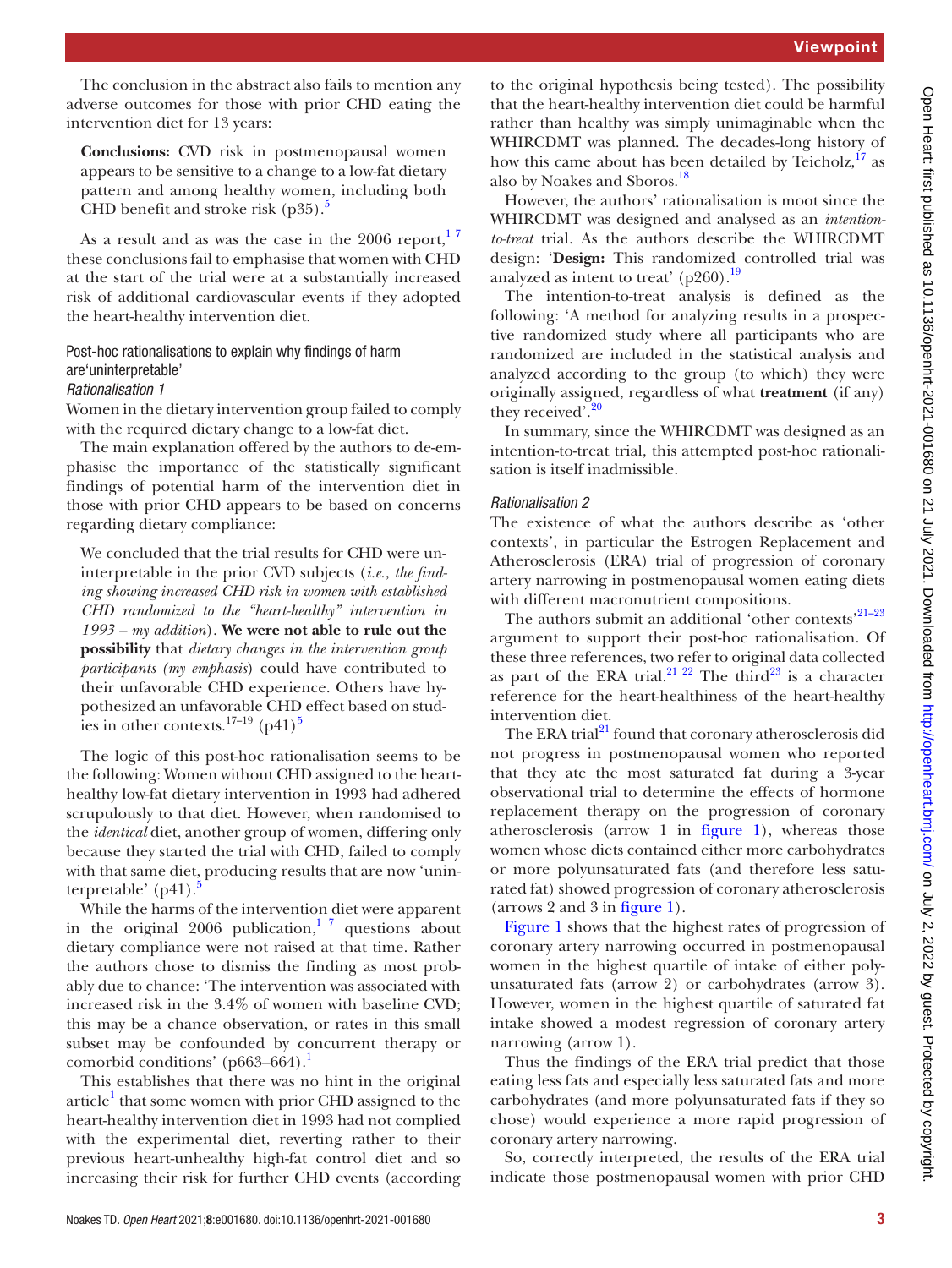The conclusion in the abstract also fails to mention any adverse outcomes for those with prior CHD eating the intervention diet for 13 years:

> **Conclusions:** CVD risk in postmenopausal women appears to be sensitive to a change to a low-fat dietary pattern and among healthy women, including both CHD benefit and stroke risk (p35).[5]

As a result and as was the case in the 2006 report,[1 7] these conclusions fail to emphasise that women with CHD at the start of the trial were at a substantially increased risk of additional cardiovascular events if they adopted the heart-healthy intervention diet.

## Post-hoc rationalisations to explain why findings of harm are 'uninterpretable'

### Rationalisation 1

Women in the dietary intervention group failed to comply with the required dietary change to a low-fat diet.

The main explanation offered by the authors to de-emphasise the importance of the statistically significant findings of potential harm of the intervention diet in those with prior CHD appears to be based on concerns regarding dietary compliance:

> We concluded that the trial results for CHD were uninterpretable in the prior CVD subjects (*i.e., the finding showing increased CHD risk in women with established CHD randomized to the "heart-healthy" intervention in 1993 – my addition*). **We were not able to rule out the possibility** that *dietary changes in the intervention group participants (my emphasis)* could have contributed to their unfavorable CHD experience. Others have hypothesized an unfavorable CHD effect based on studies in other contexts.[17–19] (p41)[5]

The logic of this post-hoc rationalisation seems to be the following: Women without CHD assigned to the heart-healthy low-fat dietary intervention in 1993 had adhered scrupulously to that diet. However, when randomised to the *identical* diet, another group of women, differing only because they started the trial with CHD, failed to comply with that same diet, producing results that are now 'uninterpretable' (p41).[5]

While the harms of the intervention diet were apparent in the original 2006 publication,[1 7] questions about dietary compliance were not raised at that time. Rather the authors chose to dismiss the finding as most probably due to chance: 'The intervention was associated with increased risk in the 3.4% of women with baseline CVD; this may be a chance observation, or rates in this small subset may be confounded by concurrent therapy or comorbid conditions' (p663–664).[1]

This establishes that there was no hint in the original article[1] that some women with prior CHD assigned to the heart-healthy intervention diet in 1993 had not complied with the experimental diet, reverting rather to their previous heart-unhealthy high-fat control diet and so increasing their risk for further CHD events (according to the original hypothesis being tested). The possibility that the heart-healthy intervention diet could be harmful rather than healthy was simply unimaginable when the WHIRCDMT was planned. The decades-long history of how this came about has been detailed by Teicholz,[17] as also by Noakes and Sboros.[18]

However, the authors' rationalisation is moot since the WHIRCDMT was designed and analysed as an *intention-to-treat* trial. As the authors describe the WHIRCDMT design: '**Design:** This randomized controlled trial was analyzed as intent to treat' (p260).[19]

The intention-to-treat analysis is defined as the following: 'A method for analyzing results in a prospective randomized study where all participants who are randomized are included in the statistical analysis and analyzed according to the group (to which) they were originally assigned, regardless of what **treatment** (if any) they received'.[20]

In summary, since the WHIRCDMT was designed as an intention-to-treat trial, this attempted post-hoc rationalisation is itself inadmissible.

### Rationalisation 2

The existence of what the authors describe as 'other contexts', in particular the Estrogen Replacement and Atherosclerosis (ERA) trial of progression of coronary artery narrowing in postmenopausal women eating diets with different macronutrient compositions.

The authors submit an additional 'other contexts'[21–23] argument to support their post-hoc rationalisation. Of these three references, two refer to original data collected as part of the ERA trial.[21 22] The third[23] is a character reference for the heart-healthiness of the heart-healthy intervention diet.

The ERA trial[21] found that coronary atherosclerosis did not progress in postmenopausal women who reported that they ate the most saturated fat during a 3-year observational trial to determine the effects of hormone replacement therapy on the progression of coronary atherosclerosis (arrow 1 in figure 1), whereas those women whose diets contained either more carbohydrates or more polyunsaturated fats (and therefore less saturated fat) showed progression of coronary atherosclerosis (arrows 2 and 3 in figure 1).

Figure 1 shows that the highest rates of progression of coronary artery narrowing occurred in postmenopausal women in the highest quartile of intake of either polyunsaturated fats (arrow 2) or carbohydrates (arrow 3). However, women in the highest quartile of saturated fat intake showed a modest regression of coronary artery narrowing (arrow 1).

Thus the findings of the ERA trial predict that those eating less fats and especially less saturated fats and more carbohydrates (and more polyunsaturated fats if they so chose) would experience a more rapid progression of coronary artery narrowing.

So, correctly interpreted, the results of the ERA trial indicate those postmenopausal women with prior CHD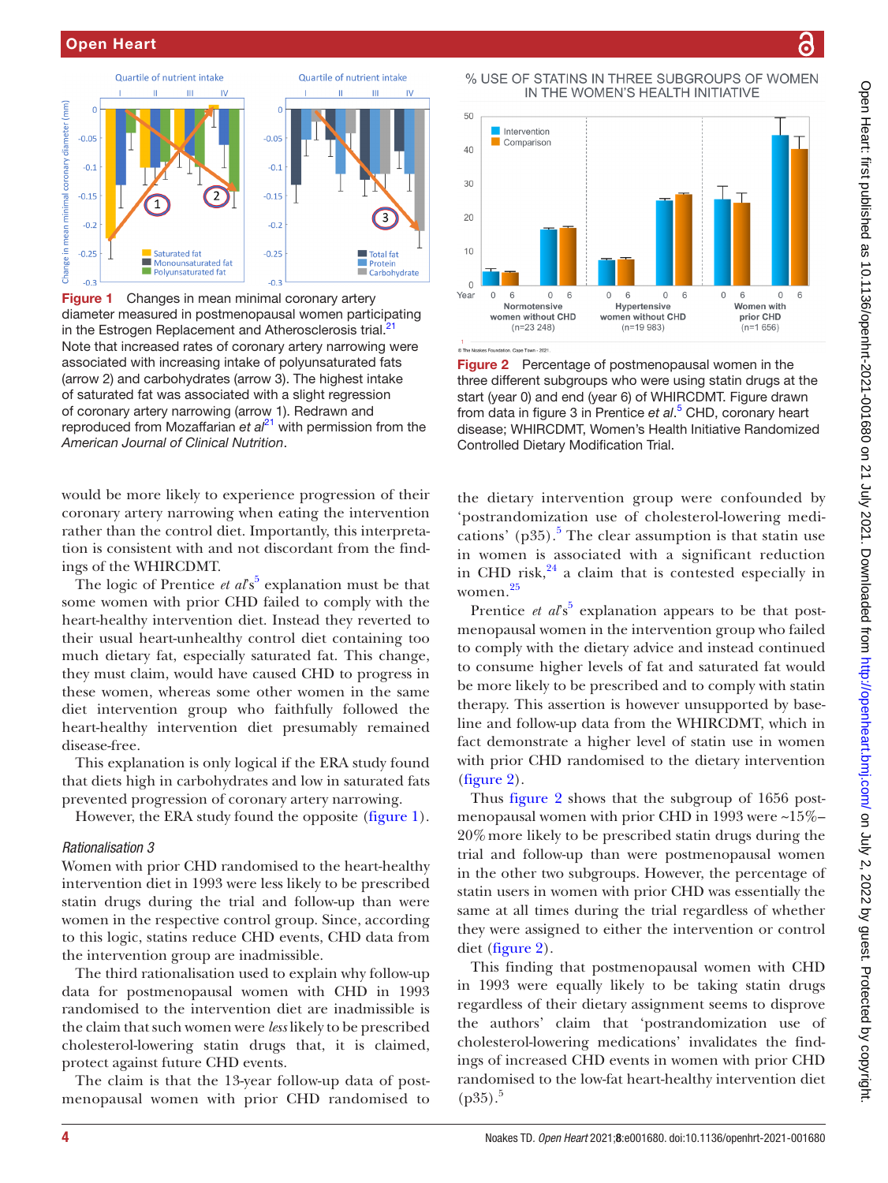Figure 1 Changes in mean minimal coronary artery diameter measured in postmenopausal women participating in the Estrogen Replacement and Atherosclerosis trial.[21] Note that increased rates of coronary artery narrowing were associated with increasing intake of polyunsaturated fats (arrow 2) and carbohydrates (arrow 3). The highest intake of saturated fat was associated with a slight regression of coronary artery narrowing (arrow 1). Redrawn and reproduced from Mozaffarian *et al*[21] with permission from the *American Journal of Clinical Nutrition*.

Figure 2 Percentage of postmenopausal women in the three different subgroups who were using statin drugs at the start (year 0) and end (year 6) of WHIRCDMT. Figure drawn from data in figure 3 in Prentice *et al*.[5] CHD, coronary heart disease; WHIRCDMT, Women's Health Initiative Randomized Controlled Dietary Modification Trial.

would be more likely to experience progression of their coronary artery narrowing when eating the intervention rather than the control diet. Importantly, this interpretation is consistent with and not discordant from the findings of the WHIRCDMT.

The logic of Prentice *et al*'s[5] explanation must be that some women with prior CHD failed to comply with the heart-healthy intervention diet. Instead they reverted to their usual heart-unhealthy control diet containing too much dietary fat, especially saturated fat. This change, they must claim, would have caused CHD to progress in these women, whereas some other women in the same diet intervention group who faithfully followed the heart-healthy intervention diet presumably remained disease-free.

This explanation is only logical if the ERA study found that diets high in carbohydrates and low in saturated fats prevented progression of coronary artery narrowing.

However, the ERA study found the opposite (figure 1).

### *Rationalisation 3*

Women with prior CHD randomised to the heart-healthy intervention diet in 1993 were less likely to be prescribed statin drugs during the trial and follow-up than were women in the respective control group. Since, according to this logic, statins reduce CHD events, CHD data from the intervention group are inadmissible.

The third rationalisation used to explain why follow-up data for postmenopausal women with CHD in 1993 randomised to the intervention diet are inadmissible is the claim that such women were *less* likely to be prescribed cholesterol-lowering statin drugs that, it is claimed, protect against future CHD events.

The claim is that the 13-year follow-up data of postmenopausal women with prior CHD randomised to the dietary intervention group were confounded by 'postrandomization use of cholesterol-lowering medications' (p35).[5] The clear assumption is that statin use in women is associated with a significant reduction in CHD risk,[24] a claim that is contested especially in women.[25]

Prentice *et al*'s[5] explanation appears to be that postmenopausal women in the intervention group who failed to comply with the dietary advice and instead continued to consume higher levels of fat and saturated fat would be more likely to be prescribed and to comply with statin therapy. This assertion is however unsupported by baseline and follow-up data from the WHIRCDMT, which in fact demonstrate a higher level of statin use in women with prior CHD randomised to the dietary intervention (figure 2).

Thus figure 2 shows that the subgroup of 1656 postmenopausal women with prior CHD in 1993 were ~15%–20% more likely to be prescribed statin drugs during the trial and follow-up than were postmenopausal women in the other two subgroups. However, the percentage of statin users in women with prior CHD was essentially the same at all times during the trial regardless of whether they were assigned to either the intervention or control diet (figure 2).

This finding that postmenopausal women with CHD in 1993 were equally likely to be taking statin drugs regardless of their dietary assignment seems to disprove the authors' claim that 'postrandomization use of cholesterol-lowering medications' invalidates the findings of increased CHD events in women with prior CHD randomised to the low-fat heart-healthy intervention diet (p35).[5]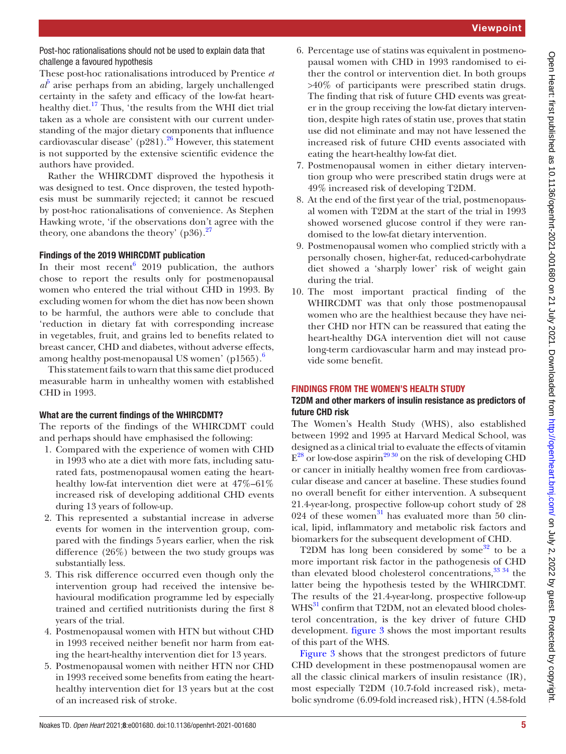### Post-hoc rationalisations should not be used to explain data that challenge a favoured hypothesis

These post-hoc rationalisations introduced by Prentice *et al*[5] arise perhaps from an abiding, largely unchallenged certainty in the safety and efficacy of the low-fat heart-healthy diet.[17] Thus, 'the results from the WHI diet trial taken as a whole are consistent with our current understanding of the major dietary components that influence cardiovascular disease' (p281).[26] However, this statement is not supported by the extensive scientific evidence the authors have provided.

Rather the WHIRCDMT disproved the hypothesis it was designed to test. Once disproven, the tested hypothesis must be summarily rejected; it cannot be rescued by post-hoc rationalisations of convenience. As Stephen Hawking wrote, 'if the observations don't agree with the theory, one abandons the theory' (p36).[27]

### Findings of the 2019 WHIRCDMT publication

In their most recent[6] 2019 publication, the authors chose to report the results only for postmenopausal women who entered the trial without CHD in 1993. By excluding women for whom the diet has now been shown to be harmful, the authors were able to conclude that 'reduction in dietary fat with corresponding increase in vegetables, fruit, and grains led to benefits related to breast cancer, CHD and diabetes, without adverse effects, among healthy post-menopausal US women' (p1565).[6]

This statement fails to warn that this same diet produced measurable harm in unhealthy women with established CHD in 1993.

### What are the current findings of the WHIRCDMT?

The reports of the findings of the WHIRCDMT could and perhaps should have emphasised the following:

1. Compared with the experience of women with CHD in 1993 who ate a diet with more fats, including saturated fats, postmenopausal women eating the heart-healthy low-fat intervention diet were at 47%–61% increased risk of developing additional CHD events during 13 years of follow-up.
2. This represented a substantial increase in adverse events for women in the intervention group, compared with the findings 5 years earlier, when the risk difference (26%) between the two study groups was substantially less.
3. This risk difference occurred even though only the intervention group had received the intensive behavioural modification programme led by especially trained and certified nutritionists during the first 8 years of the trial.
4. Postmenopausal women with HTN but without CHD in 1993 received neither benefit nor harm from eating the heart-healthy intervention diet for 13 years.
5. Postmenopausal women with neither HTN nor CHD in 1993 received some benefits from eating the heart-healthy intervention diet for 13 years but at the cost of an increased risk of stroke.
6. Percentage use of statins was equivalent in postmenopausal women with CHD in 1993 randomised to either the control or intervention diet. In both groups >40% of participants were prescribed statin drugs. The finding that risk of future CHD events was greater in the group receiving the low-fat dietary intervention, despite high rates of statin use, proves that statin use did not eliminate and may not have lessened the increased risk of future CHD events associated with eating the heart-healthy low-fat diet.
7. Postmenopausal women in either dietary intervention group who were prescribed statin drugs were at 49% increased risk of developing T2DM.
8. At the end of the first year of the trial, postmenopausal women with T2DM at the start of the trial in 1993 showed worsened glucose control if they were randomised to the low-fat dietary intervention.
9. Postmenopausal women who complied strictly with a personally chosen, higher-fat, reduced-carbohydrate diet showed a 'sharply lower' risk of weight gain during the trial.
10. The most important practical finding of the WHIRCDMT was that only those postmenopausal women who are the healthiest because they have neither CHD nor HTN can be reassured that eating the heart-healthy DGA intervention diet will not cause long-term cardiovascular harm and may instead provide some benefit.

## FINDINGS FROM THE WOMEN'S HEALTH STUDY

### T2DM and other markers of insulin resistance as predictors of future CHD risk

The Women's Health Study (WHS), also established between 1992 and 1995 at Harvard Medical School, was designed as a clinical trial to evaluate the effects of vitamin E[28] or low-dose aspirin[29 30] on the risk of developing CHD or cancer in initially healthy women free from cardiovascular disease and cancer at baseline. These studies found no overall benefit for either intervention. A subsequent 21.4-year-long, prospective follow-up cohort study of 28 024 of these women[31] has evaluated more than 50 clinical, lipid, inflammatory and metabolic risk factors and biomarkers for the subsequent development of CHD.

T2DM has long been considered by some[32] to be a more important risk factor in the pathogenesis of CHD than elevated blood cholesterol concentrations,[33 34] the latter being the hypothesis tested by the WHIRCDMT. The results of the 21.4-year-long, prospective follow-up WHS[31] confirm that T2DM, not an elevated blood cholesterol concentration, is the key driver of future CHD development. figure 3 shows the most important results of this part of the WHS.

Figure 3 shows that the strongest predictors of future CHD development in these postmenopausal women are all the classic clinical markers of insulin resistance (IR), most especially T2DM (10.7-fold increased risk), metabolic syndrome (6.09-fold increased risk), HTN (4.58-fold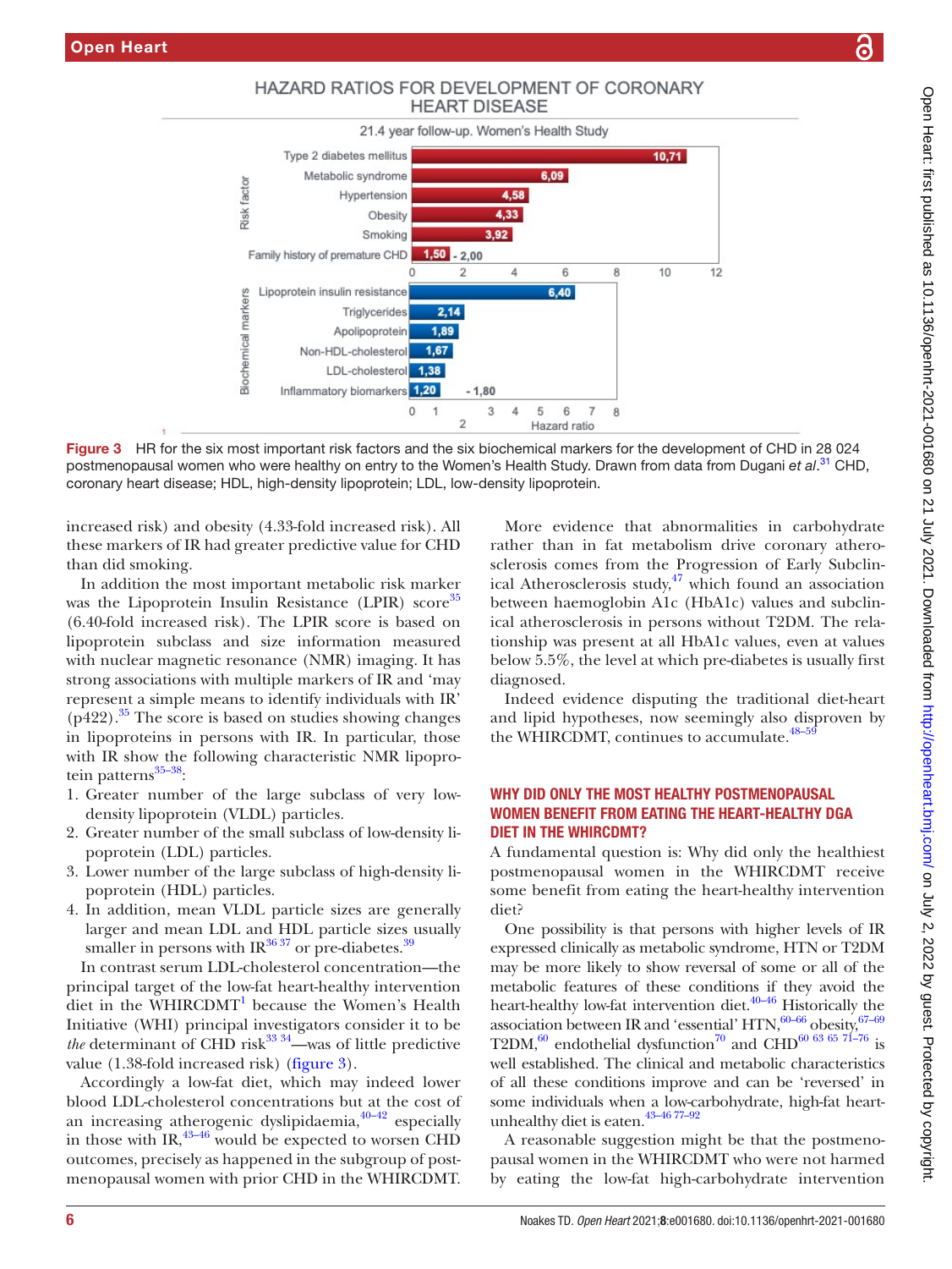HAZARD RATIOS FOR DEVELOPMENT OF CORONARY HEART DISEASE

21.4 year follow-up. Women's Health Study

| Risk factor | Hazard ratio |
|---|---|
| Type 2 diabetes mellitus | 10,71 |
| Metabolic syndrome | 6,09 |
| Hypertension | 4,58 |
| Obesity | 4,33 |
| Smoking | 3,92 |
| Family history of premature CHD | 1,50 - 2,00 |

| Biochemical markers | Hazard ratio |
|---|---|
| Lipoprotein insulin resistance | 6,40 |
| Triglycerides | 2,14 |
| Apolipoprotein | 1,89 |
| Non-HDL-cholesterol | 1,67 |
| LDL-cholesterol | 1,38 |
| Inflammatory biomarkers | 1,20 - 1,80 |

Figure 3 HR for the six most important risk factors and the six biochemical markers for the development of CHD in 28 024 postmenopausal women who were healthy on entry to the Women's Health Study. Drawn from data from Dugani *et al*.[31] CHD, coronary heart disease; HDL, high-density lipoprotein; LDL, low-density lipoprotein.

increased risk) and obesity (4.33-fold increased risk). All these markers of IR had greater predictive value for CHD than did smoking.

In addition the most important metabolic risk marker was the Lipoprotein Insulin Resistance (LPIR) score[35] (6.40-fold increased risk). The LPIR score is based on lipoprotein subclass and size information measured with nuclear magnetic resonance (NMR) imaging. It has strong associations with multiple markers of IR and 'may represent a simple means to identify individuals with IR' (p422).[35] The score is based on studies showing changes in lipoproteins in persons with IR. In particular, those with IR show the following characteristic NMR lipoprotein patterns[35–38]:

1. Greater number of the large subclass of very low-density lipoprotein (VLDL) particles.
2. Greater number of the small subclass of low-density lipoprotein (LDL) particles.
3. Lower number of the large subclass of high-density lipoprotein (HDL) particles.
4. In addition, mean VLDL particle sizes are generally larger and mean LDL and HDL particle sizes usually smaller in persons with IR[36 37] or pre-diabetes.[39]

In contrast serum LDL-cholesterol concentration—the principal target of the low-fat heart-healthy intervention diet in the WHIRCDMT[1] because the Women's Health Initiative (WHI) principal investigators consider it to be *the* determinant of CHD risk[33 34]—was of little predictive value (1.38-fold increased risk) (figure 3).

Accordingly a low-fat diet, which may indeed lower blood LDL-cholesterol concentrations but at the cost of an increasing atherogenic dyslipidaemia,[40–42] especially in those with IR,[43–46] would be expected to worsen CHD outcomes, precisely as happened in the subgroup of postmenopausal women with prior CHD in the WHIRCDMT.

More evidence that abnormalities in carbohydrate rather than in fat metabolism drive coronary atherosclerosis comes from the Progression of Early Subclinical Atherosclerosis study,[47] which found an association between haemoglobin A1c (HbA1c) values and subclinical atherosclerosis in persons without T2DM. The relationship was present at all HbA1c values, even at values below 5.5%, the level at which pre-diabetes is usually first diagnosed.

Indeed evidence disputing the traditional diet-heart and lipid hypotheses, now seemingly also disproven by the WHIRCDMT, continues to accumulate.[48–59]

## WHY DID ONLY THE MOST HEALTHY POSTMENOPAUSAL WOMEN BENEFIT FROM EATING THE HEART-HEALTHY DGA DIET IN THE WHIRCDMT?

A fundamental question is: Why did only the healthiest postmenopausal women in the WHIRCDMT receive some benefit from eating the heart-healthy intervention diet?

One possibility is that persons with higher levels of IR expressed clinically as metabolic syndrome, HTN or T2DM may be more likely to show reversal of some or all of the metabolic features of these conditions if they avoid the heart-healthy low-fat intervention diet.[40–46] Historically the association between IR and 'essential' HTN,[60–66] obesity,[67–69] T2DM,[60] endothelial dysfunction[70] and CHD[60 63 65 71–76] is well established. The clinical and metabolic characteristics of all these conditions improve and can be 'reversed' in some individuals when a low-carbohydrate, high-fat heart-unhealthy diet is eaten.[43–46 77–92]

A reasonable suggestion might be that the postmenopausal women in the WHIRCDMT who were not harmed by eating the low-fat high-carbohydrate intervention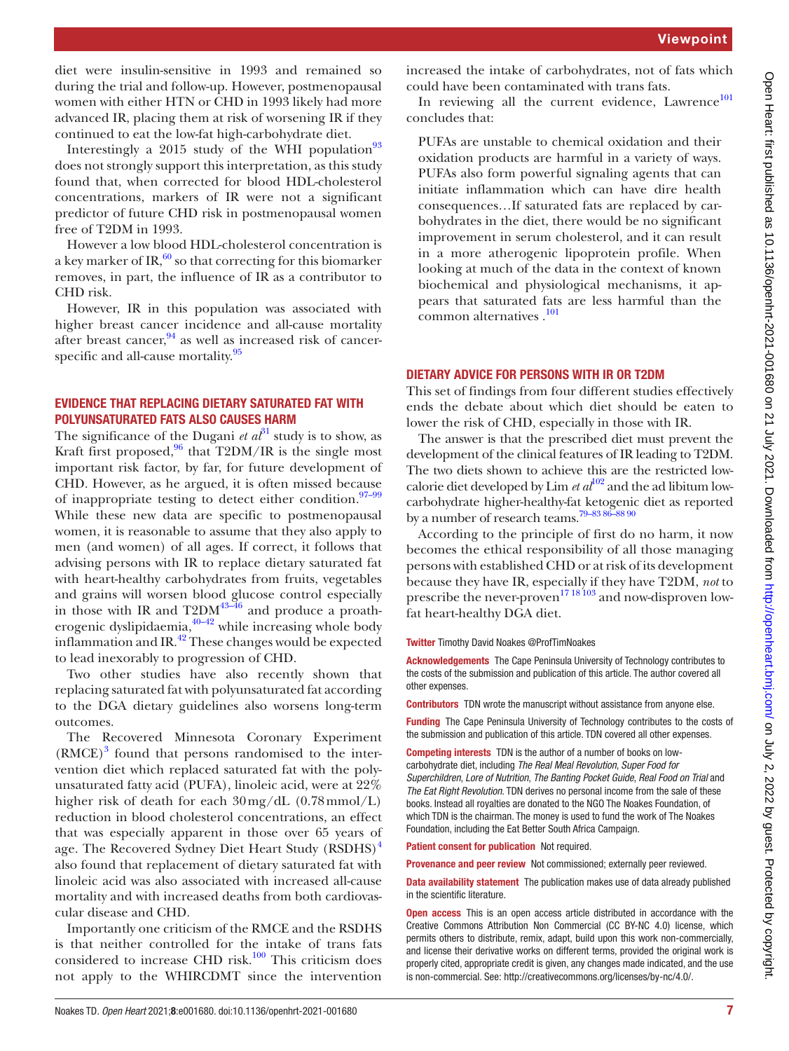diet were insulin-sensitive in 1993 and remained so during the trial and follow-up. However, postmenopausal women with either HTN or CHD in 1993 likely had more advanced IR, placing them at risk of worsening IR if they continued to eat the low-fat high-carbohydrate diet.

Interestingly a 2015 study of the WHI population[93] does not strongly support this interpretation, as this study found that, when corrected for blood HDL-cholesterol concentrations, markers of IR were not a significant predictor of future CHD risk in postmenopausal women free of T2DM in 1993.

However a low blood HDL-cholesterol concentration is a key marker of IR,[60] so that correcting for this biomarker removes, in part, the influence of IR as a contributor to CHD risk.

However, IR in this population was associated with higher breast cancer incidence and all-cause mortality after breast cancer,[94] as well as increased risk of cancer-specific and all-cause mortality.[95]

## EVIDENCE THAT REPLACING DIETARY SATURATED FAT WITH POLYUNSATURATED FATS ALSO CAUSES HARM

The significance of the Dugani *et al*[31] study is to show, as Kraft first proposed,[96] that T2DM/IR is the single most important risk factor, by far, for future development of CHD. However, as he argued, it is often missed because of inappropriate testing to detect either condition.[97–99] While these new data are specific to postmenopausal women, it is reasonable to assume that they also apply to men (and women) of all ages. If correct, it follows that advising persons with IR to replace dietary saturated fat with heart-healthy carbohydrates from fruits, vegetables and grains will worsen blood glucose control especially in those with IR and T2DM[43–46] and produce a proatherogenic dyslipidaemia,[40–42] while increasing whole body inflammation and IR.[42] These changes would be expected to lead inexorably to progression of CHD.

Two other studies have also recently shown that replacing saturated fat with polyunsaturated fat according to the DGA dietary guidelines also worsens long-term outcomes.

The Recovered Minnesota Coronary Experiment (RMCE)[3] found that persons randomised to the intervention diet which replaced saturated fat with the polyunsaturated fatty acid (PUFA), linoleic acid, were at 22% higher risk of death for each 30 mg/dL (0.78 mmol/L) reduction in blood cholesterol concentrations, an effect that was especially apparent in those over 65 years of age. The Recovered Sydney Diet Heart Study (RSDHS)[4] also found that replacement of dietary saturated fat with linoleic acid was also associated with increased all-cause mortality and with increased deaths from both cardiovascular disease and CHD.

Importantly one criticism of the RMCE and the RSDHS is that neither controlled for the intake of trans fats considered to increase CHD risk.[100] This criticism does not apply to the WHIRCDMT since the intervention increased the intake of carbohydrates, not of fats which could have been contaminated with trans fats.

In reviewing all the current evidence, Lawrence[101] concludes that:

> PUFAs are unstable to chemical oxidation and their oxidation products are harmful in a variety of ways. PUFAs also form powerful signaling agents that can initiate inflammation which can have dire health consequences…If saturated fats are replaced by carbohydrates in the diet, there would be no significant improvement in serum cholesterol, and it can result in a more atherogenic lipoprotein profile. When looking at much of the data in the context of known biochemical and physiological mechanisms, it appears that saturated fats are less harmful than the common alternatives .[101]

## DIETARY ADVICE FOR PERSONS WITH IR OR T2DM

This set of findings from four different studies effectively ends the debate about which diet should be eaten to lower the risk of CHD, especially in those with IR.

The answer is that the prescribed diet must prevent the development of the clinical features of IR leading to T2DM. The two diets shown to achieve this are the restricted low-calorie diet developed by Lim *et al*[102] and the ad libitum low-carbohydrate higher-healthy-fat ketogenic diet as reported by a number of research teams.[79–83 86–88 90]

According to the principle of first do no harm, it now becomes the ethical responsibility of all those managing persons with established CHD or at risk of its development because they have IR, especially if they have T2DM, *not* to prescribe the never-proven[17 18 103] and now-disproven low-fat heart-healthy DGA diet.

**Twitter** Timothy David Noakes @ProfTimNoakes

**Acknowledgements** The Cape Peninsula University of Technology contributes to the costs of the submission and publication of this article. The author covered all other expenses.

**Contributors** TDN wrote the manuscript without assistance from anyone else.

**Funding** The Cape Peninsula University of Technology contributes to the costs of the submission and publication of this article. TDN covered all other expenses.

**Competing interests** TDN is the author of a number of books on low-carbohydrate diet, including *The Real Meal Revolution*, *Super Food for Superchildren*, *Lore of Nutrition*, *The Banting Pocket Guide*, *Real Food on Trial* and *The Eat Right Revolution*. TDN derives no personal income from the sale of these books. Instead all royalties are donated to the NGO The Noakes Foundation, of which TDN is the chairman. The money is used to fund the work of The Noakes Foundation, including the Eat Better South Africa Campaign.

**Patient consent for publication** Not required.

**Provenance and peer review** Not commissioned; externally peer reviewed.

**Data availability statement** The publication makes use of data already published in the scientific literature.

**Open access** This is an open access article distributed in accordance with the Creative Commons Attribution Non Commercial (CC BY-NC 4.0) license, which permits others to distribute, remix, adapt, build upon this work non-commercially, and license their derivative works on different terms, provided the original work is properly cited, appropriate credit is given, any changes made indicated, and the use is non-commercial. See: http://creativecommons.org/licenses/by-nc/4.0/.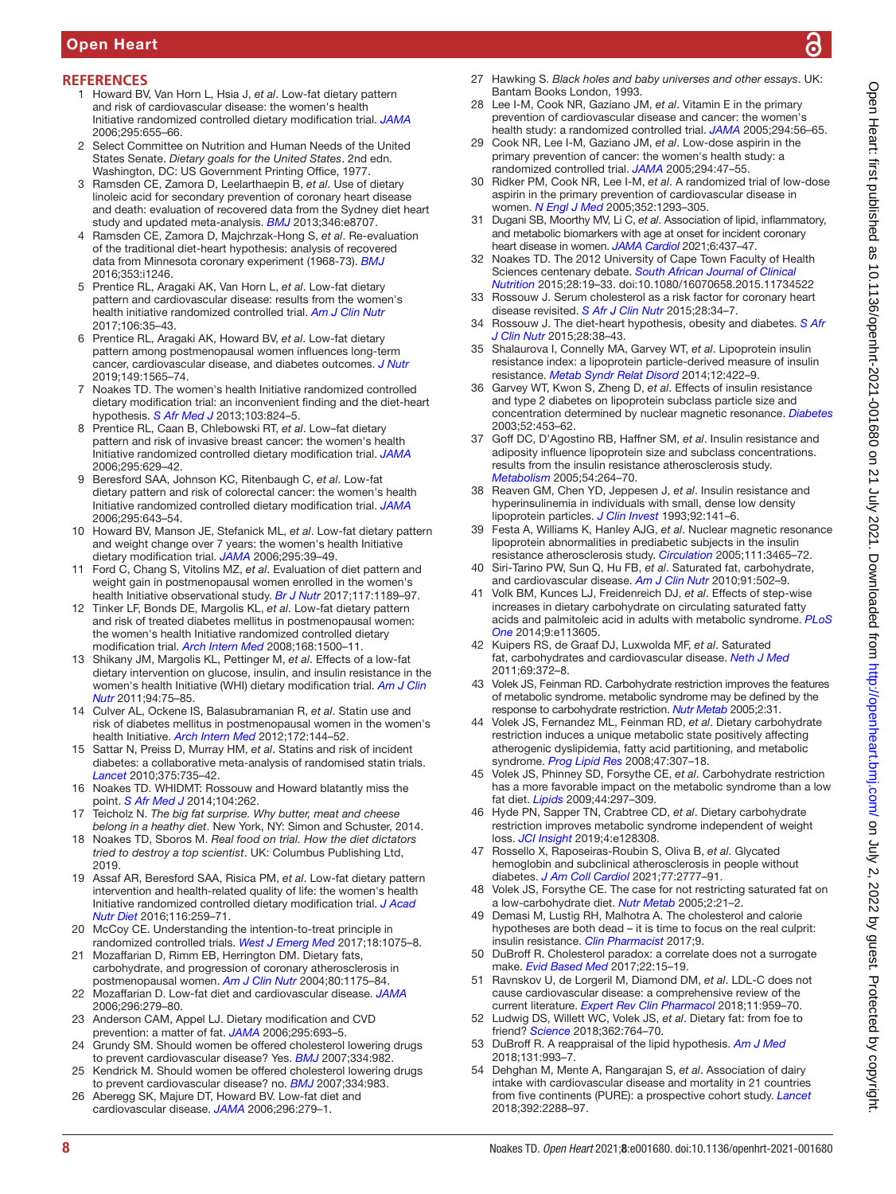## REFERENCES

1. Howard BV, Van Horn L, Hsia J, *et al*. Low-fat dietary pattern and risk of cardiovascular disease: the women's health Initiative randomized controlled dietary modification trial. *JAMA* 2006;295:655–66.
2. Select Committee on Nutrition and Human Needs of the United States Senate. *Dietary goals for the United States*. 2nd edn. Washington, DC: US Government Printing Office, 1977.
3. Ramsden CE, Zamora D, Leelarthaepin B, *et al*. Use of dietary linoleic acid for secondary prevention of coronary heart disease and death: evaluation of recovered data from the Sydney diet heart study and updated meta-analysis. *BMJ* 2013;346:e8707.
4. Ramsden CE, Zamora D, Majchrzak-Hong S, *et al*. Re-evaluation of the traditional diet-heart hypothesis: analysis of recovered data from Minnesota coronary experiment (1968-73). *BMJ* 2016;353:i1246.
5. Prentice RL, Aragaki AK, Van Horn L, *et al*. Low-fat dietary pattern and cardiovascular disease: results from the women's health initiative randomized controlled trial. *Am J Clin Nutr* 2017;106:35–43.
6. Prentice RL, Aragaki AK, Howard BV, *et al*. Low-fat dietary pattern among postmenopausal women influences long-term cancer, cardiovascular disease, and diabetes outcomes. *J Nutr* 2019;149:1565–74.
7. Noakes TD. The women's health Initiative randomized controlled dietary modification trial: an inconvenient finding and the diet-heart hypothesis. *S Afr Med J* 2013;103:824–5.
8. Prentice RL, Caan B, Chlebowski RT, *et al*. Low–fat dietary pattern and risk of invasive breast cancer: the women's health Initiative randomized controlled dietary modification trial. *JAMA* 2006;295:629–42.
9. Beresford SAA, Johnson KC, Ritenbaugh C, *et al*. Low-fat dietary pattern and risk of colorectal cancer: the women's health Initiative randomized controlled dietary modification trial. *JAMA* 2006;295:643–54.
10. Howard BV, Manson JE, Stefanick ML, *et al*. Low-fat dietary pattern and weight change over 7 years: the women's health Initiative dietary modification trial. *JAMA* 2006;295:39–49.
11. Ford C, Chang S, Vitolins MZ, *et al*. Evaluation of diet pattern and weight gain in postmenopausal women enrolled in the women's health Initiative observational study. *Br J Nutr* 2017;117:1189–97.
12. Tinker LF, Bonds DE, Margolis KL, *et al*. Low-fat dietary pattern and risk of treated diabetes mellitus in postmenopausal women: the women's health Initiative randomized controlled dietary modification trial. *Arch Intern Med* 2008;168:1500–11.
13. Shikany JM, Margolis KL, Pettinger M, *et al*. Effects of a low-fat dietary intervention on glucose, insulin, and insulin resistance in the women's health Initiative (WHI) dietary modification trial. *Am J Clin Nutr* 2011;94:75–85.
14. Culver AL, Ockene IS, Balasubramanian R, *et al*. Statin use and risk of diabetes mellitus in postmenopausal women in the women's health Initiative. *Arch Intern Med* 2012;172:144–52.
15. Sattar N, Preiss D, Murray HM, *et al*. Statins and risk of incident diabetes: a collaborative meta-analysis of randomised statin trials. *Lancet* 2010;375:735–42.
16. Noakes TD. WHIDMT: Rossouw and Howard blatantly miss the point. *S Afr Med J* 2014;104:262.
17. Teicholz N. *The big fat surprise. Why butter, meat and cheese belong in a heathy diet*. New York, NY: Simon and Schuster, 2014.
18. Noakes TD, Sboros M. *Real food on trial. How the diet dictators tried to destroy a top scientist*. UK: Columbus Publishing Ltd, 2019.
19. Assaf AR, Beresford SAA, Risica PM, *et al*. Low-fat dietary pattern intervention and health-related quality of life: the women's health Initiative randomized controlled dietary modification trial. *J Acad Nutr Diet* 2016;116:259–71.
20. McCoy CE. Understanding the intention-to-treat principle in randomized controlled trials. *West J Emerg Med* 2017;18:1075–8.
21. Mozaffarian D, Rimm EB, Herrington DM. Dietary fats, carbohydrate, and progression of coronary atherosclerosis in postmenopausal women. *Am J Clin Nutr* 2004;80:1175–84.
22. Mozaffarian D. Low-fat diet and cardiovascular disease. *JAMA* 2006;296:279–80.
23. Anderson CAM, Appel LJ. Dietary modification and CVD prevention: a matter of fat. *JAMA* 2006;295:693–5.
24. Grundy SM. Should women be offered cholesterol lowering drugs to prevent cardiovascular disease? Yes. *BMJ* 2007;334:982.
25. Kendrick M. Should women be offered cholesterol lowering drugs to prevent cardiovascular disease? no. *BMJ* 2007;334:983.
26. Aberegg SK, Majure DT, Howard BV. Low-fat diet and cardiovascular disease. *JAMA* 2006;296:279–1.
27. Hawking S. *Black holes and baby universes and other essays*. UK: Bantam Books London, 1993.
28. Lee I-M, Cook NR, Gaziano JM, *et al*. Vitamin E in the primary prevention of cardiovascular disease and cancer: the women's health study: a randomized controlled trial. *JAMA* 2005;294:56–65.
29. Cook NR, Lee I-M, Gaziano JM, *et al*. Low-dose aspirin in the primary prevention of cancer: the women's health study: a randomized controlled trial. *JAMA* 2005;294:47–55.
30. Ridker PM, Cook NR, Lee I-M, *et al*. A randomized trial of low-dose aspirin in the primary prevention of cardiovascular disease in women. *N Engl J Med* 2005;352:1293–305.
31. Dugani SB, Moorthy MV, Li C, *et al*. Association of lipid, inflammatory, and metabolic biomarkers with age at onset for incident coronary heart disease in women. *JAMA Cardiol* 2021;6:437–47.
32. Noakes TD. The 2012 University of Cape Town Faculty of Health Sciences centenary debate. *South African Journal of Clinical Nutrition* 2015;28:19–33. doi:10.1080/16070658.2015.11734522
33. Rossouw J. Serum cholesterol as a risk factor for coronary heart disease revisited. *S Afr J Clin Nutr* 2015;28:34–7.
34. Rossouw J. The diet-heart hypothesis, obesity and diabetes. *S Afr J Clin Nutr* 2015;28:38–43.
35. Shalaurova I, Connelly MA, Garvey WT, *et al*. Lipoprotein insulin resistance index: a lipoprotein particle-derived measure of insulin resistance. *Metab Syndr Relat Disord* 2014;12:422–9.
36. Garvey WT, Kwon S, Zheng D, *et al*. Effects of insulin resistance and type 2 diabetes on lipoprotein subclass particle size and concentration determined by nuclear magnetic resonance. *Diabetes* 2003;52:453–62.
37. Goff DC, D'Agostino RB, Haffner SM, *et al*. Insulin resistance and adiposity influence lipoprotein size and subclass concentrations. results from the insulin resistance atherosclerosis study. *Metabolism* 2005;54:264–70.
38. Reaven GM, Chen YD, Jeppesen J, *et al*. Insulin resistance and hyperinsulinemia in individuals with small, dense low density lipoprotein particles. *J Clin Invest* 1993;92:141–6.
39. Festa A, Williams K, Hanley AJG, *et al*. Nuclear magnetic resonance lipoprotein abnormalities in prediabetic subjects in the insulin resistance atherosclerosis study. *Circulation* 2005;111:3465–72.
40. Siri-Tarino PW, Sun Q, Hu FB, *et al*. Saturated fat, carbohydrate, and cardiovascular disease. *Am J Clin Nutr* 2010;91:502–9.
41. Volk BM, Kunces LJ, Freidenreich DJ, *et al*. Effects of step-wise increases in dietary carbohydrate on circulating saturated fatty acids and palmitoleic acid in adults with metabolic syndrome. *PLoS One* 2014;9:e113605.
42. Kuipers RS, de Graaf DJ, Luxwolda MF, *et al*. Saturated fat, carbohydrates and cardiovascular disease. *Neth J Med* 2011;69:372–8.
43. Volek JS, Feinman RD. Carbohydrate restriction improves the features of metabolic syndrome. metabolic syndrome may be defined by the response to carbohydrate restriction. *Nutr Metab* 2005;2:31.
44. Volek JS, Fernandez ML, Feinman RD, *et al*. Dietary carbohydrate restriction induces a unique metabolic state positively affecting atherogenic dyslipidemia, fatty acid partitioning, and metabolic syndrome. *Prog Lipid Res* 2008;47:307–18.
45. Volek JS, Phinney SD, Forsythe CE, *et al*. Carbohydrate restriction has a more favorable impact on the metabolic syndrome than a low fat diet. *Lipids* 2009;44:297–309.
46. Hyde PN, Sapper TN, Crabtree CD, *et al*. Dietary carbohydrate restriction improves metabolic syndrome independent of weight loss. *JCI Insight* 2019;4:e128308.
47. Rossello X, Raposeiras-Roubin S, Oliva B, *et al*. Glycated hemoglobin and subclinical atherosclerosis in people without diabetes. *J Am Coll Cardiol* 2021;77:2777–91.
48. Volek JS, Forsythe CE. The case for not restricting saturated fat on a low-carbohydrate diet. *Nutr Metab* 2005;2:21–2.
49. Demasi M, Lustig RH, Malhotra A. The cholesterol and calorie hypotheses are both dead – it is time to focus on the real culprit: insulin resistance. *Clin Pharmacist* 2017;9.
50. DuBroff R. Cholesterol paradox: a correlate does not a surrogate make. *Evid Based Med* 2017;22:15–19.
51. Ravnskov U, de Lorgeril M, Diamond DM, *et al*. LDL-C does not cause cardiovascular disease: a comprehensive review of the current literature. *Expert Rev Clin Pharmacol* 2018;11:959–70.
52. Ludwig DS, Willett WC, Volek JS, *et al*. Dietary fat: from foe to friend? *Science* 2018;362:764–70.
53. DuBroff R. A reappraisal of the lipid hypothesis. *Am J Med* 2018;131:993–7.
54. Dehghan M, Mente A, Rangarajan S, *et al*. Association of dairy intake with cardiovascular disease and mortality in 21 countries from five continents (PURE): a prospective cohort study. *Lancet* 2018;392:2288–97.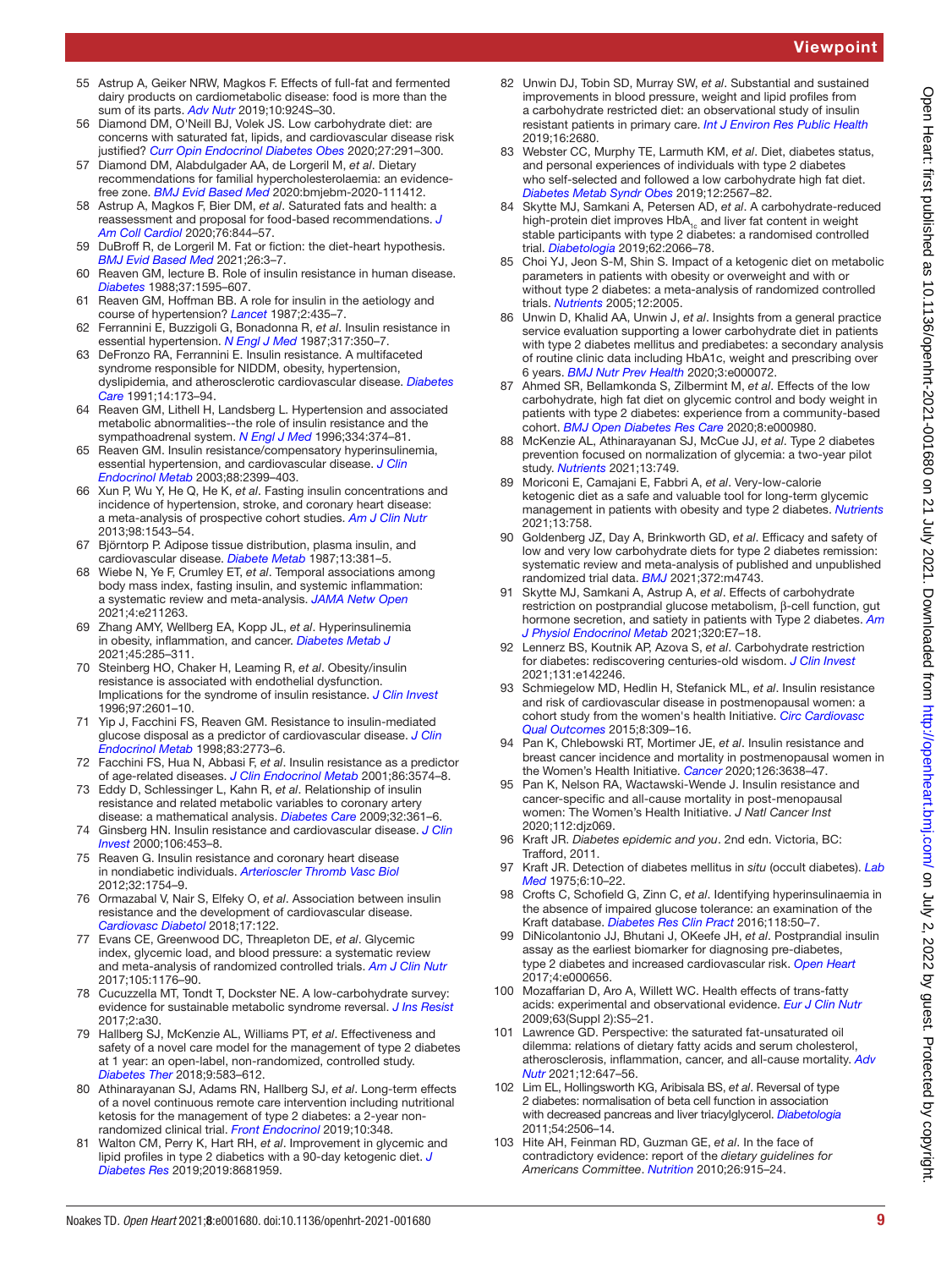55 Astrup A, Geiker NRW, Magkos F. Effects of full-fat and fermented dairy products on cardiometabolic disease: food is more than the sum of its parts. *Adv Nutr* 2019;10:924S–30.
56 Diamond DM, O'Neill BJ, Volek JS. Low carbohydrate diet: are concerns with saturated fat, lipids, and cardiovascular disease risk justified? *Curr Opin Endocrinol Diabetes Obes* 2020;27:291–300.
57 Diamond DM, Alabdulgader AA, de Lorgeril M, *et al*. Dietary recommendations for familial hypercholesterolaemia: an evidence-free zone. *BMJ Evid Based Med* 2020:bmjebm-2020-111412.
58 Astrup A, Magkos F, Bier DM, *et al*. Saturated fats and health: a reassessment and proposal for food-based recommendations. *J Am Coll Cardiol* 2020;76:844–57.
59 DuBroff R, de Lorgeril M. Fat or fiction: the diet-heart hypothesis. *BMJ Evid Based Med* 2021;26:3–7.
60 Reaven GM, lecture B. Role of insulin resistance in human disease. *Diabetes* 1988;37:1595–607.
61 Reaven GM, Hoffman BB. A role for insulin in the aetiology and course of hypertension? *Lancet* 1987;2:435–7.
62 Ferrannini E, Buzzigoli G, Bonadonna R, *et al*. Insulin resistance in essential hypertension. *N Engl J Med* 1987;317:350–7.
63 DeFronzo RA, Ferrannini E. Insulin resistance. A multifaceted syndrome responsible for NIDDM, obesity, hypertension, dyslipidemia, and atherosclerotic cardiovascular disease. *Diabetes Care* 1991;14:173–94.
64 Reaven GM, Lithell H, Landsberg L. Hypertension and associated metabolic abnormalities--the role of insulin resistance and the sympathoadrenal system. *N Engl J Med* 1996;334:374–81.
65 Reaven GM. Insulin resistance/compensatory hyperinsulinemia, essential hypertension, and cardiovascular disease. *J Clin Endocrinol Metab* 2003;88:2399–403.
66 Xun P, Wu Y, He Q, He K, *et al*. Fasting insulin concentrations and incidence of hypertension, stroke, and coronary heart disease: a meta-analysis of prospective cohort studies. *Am J Clin Nutr* 2013;98:1543–54.
67 Björntorp P. Adipose tissue distribution, plasma insulin, and cardiovascular disease. *Diabete Metab* 1987;13:381–5.
68 Wiebe N, Ye F, Crumley ET, *et al*. Temporal associations among body mass index, fasting insulin, and systemic inflammation: a systematic review and meta-analysis. *JAMA Netw Open* 2021;4:e211263.
69 Zhang AMY, Wellberg EA, Kopp JL, *et al*. Hyperinsulinemia in obesity, inflammation, and cancer. *Diabetes Metab J* 2021;45:285–311.
70 Steinberg HO, Chaker H, Leaming R, *et al*. Obesity/insulin resistance is associated with endothelial dysfunction. Implications for the syndrome of insulin resistance. *J Clin Invest* 1996;97:2601–10.
71 Yip J, Facchini FS, Reaven GM. Resistance to insulin-mediated glucose disposal as a predictor of cardiovascular disease. *J Clin Endocrinol Metab* 1998;83:2773–6.
72 Facchini FS, Hua N, Abbasi F, *et al*. Insulin resistance as a predictor of age-related diseases. *J Clin Endocrinol Metab* 2001;86:3574–8.
73 Eddy D, Schlessinger L, Kahn R, *et al*. Relationship of insulin resistance and related metabolic variables to coronary artery disease: a mathematical analysis. *Diabetes Care* 2009;32:361–6.
74 Ginsberg HN. Insulin resistance and cardiovascular disease. *J Clin Invest* 2000;106:453–8.
75 Reaven G. Insulin resistance and coronary heart disease in nondiabetic individuals. *Arterioscler Thromb Vasc Biol* 2012;32:1754–9.
76 Ormazabal V, Nair S, Elfeky O, *et al*. Association between insulin resistance and the development of cardiovascular disease. *Cardiovasc Diabetol* 2018;17:122.
77 Evans CE, Greenwood DC, Threapleton DE, *et al*. Glycemic index, glycemic load, and blood pressure: a systematic review and meta-analysis of randomized controlled trials. *Am J Clin Nutr* 2017;105:1176–90.
78 Cucuzzella MT, Tondt T, Dockster NE. A low-carbohydrate survey: evidence for sustainable metabolic syndrome reversal. *J Ins Resist* 2017;2:a30.
79 Hallberg SJ, McKenzie AL, Williams PT, *et al*. Effectiveness and safety of a novel care model for the management of type 2 diabetes at 1 year: an open-label, non-randomized, controlled study. *Diabetes Ther* 2018;9:583–612.
80 Athinarayanan SJ, Adams RN, Hallberg SJ, *et al*. Long-term effects of a novel continuous remote care intervention including nutritional ketosis for the management of type 2 diabetes: a 2-year non-randomized clinical trial. *Front Endocrinol* 2019;10:348.
81 Walton CM, Perry K, Hart RH, *et al*. Improvement in glycemic and lipid profiles in type 2 diabetics with a 90-day ketogenic diet. *J Diabetes Res* 2019;2019:8681959.
82 Unwin DJ, Tobin SD, Murray SW, *et al*. Substantial and sustained improvements in blood pressure, weight and lipid profiles from a carbohydrate restricted diet: an observational study of insulin resistant patients in primary care. *Int J Environ Res Public Health* 2019;16:2680.
83 Webster CC, Murphy TE, Larmuth KM, *et al*. Diet, diabetes status, and personal experiences of individuals with type 2 diabetes who self-selected and followed a low carbohydrate high fat diet. *Diabetes Metab Syndr Obes* 2019;12:2567–82.
84 Skytte MJ, Samkani A, Petersen AD, *et al*. A carbohydrate-reduced high-protein diet improves $HbA_{1c}$ and liver fat content in weight stable participants with type 2 diabetes: a randomised controlled trial. *Diabetologia* 2019;62:2066–78.
85 Choi YJ, Jeon S-M, Shin S. Impact of a ketogenic diet on metabolic parameters in patients with obesity or overweight and with or without type 2 diabetes: a meta-analysis of randomized controlled trials. *Nutrients* 2005;12:2005.
86 Unwin D, Khalid AA, Unwin J, *et al*. Insights from a general practice service evaluation supporting a lower carbohydrate diet in patients with type 2 diabetes mellitus and prediabetes: a secondary analysis of routine clinic data including HbA1c, weight and prescribing over 6 years. *BMJ Nutr Prev Health* 2020;3:e000072.
87 Ahmed SR, Bellamkonda S, Zilbermint M, *et al*. Effects of the low carbohydrate, high fat diet on glycemic control and body weight in patients with type 2 diabetes: experience from a community-based cohort. *BMJ Open Diabetes Res Care* 2020;8:e000980.
88 McKenzie AL, Athinarayanan SJ, McCue JJ, *et al*. Type 2 diabetes prevention focused on normalization of glycemia: a two-year pilot study. *Nutrients* 2021;13:749.
89 Moriconi E, Camajani E, Fabbri A, *et al*. Very-low-calorie ketogenic diet as a safe and valuable tool for long-term glycemic management in patients with obesity and type 2 diabetes. *Nutrients* 2021;13:758.
90 Goldenberg JZ, Day A, Brinkworth GD, *et al*. Efficacy and safety of low and very low carbohydrate diets for type 2 diabetes remission: systematic review and meta-analysis of published and unpublished randomized trial data. *BMJ* 2021;372:m4743.
91 Skytte MJ, Samkani A, Astrup A, *et al*. Effects of carbohydrate restriction on postprandial glucose metabolism, β-cell function, gut hormone secretion, and satiety in patients with Type 2 diabetes. *Am J Physiol Endocrinol Metab* 2021;320:E7–18.
92 Lennerz BS, Koutnik AP, Azova S, *et al*. Carbohydrate restriction for diabetes: rediscovering centuries-old wisdom. *J Clin Invest* 2021;131:e142246.
93 Schmiegelow MD, Hedlin H, Stefanick ML, *et al*. Insulin resistance and risk of cardiovascular disease in postmenopausal women: a cohort study from the women's health Initiative. *Circ Cardiovasc Qual Outcomes* 2015;8:309–16.
94 Pan K, Chlebowski RT, Mortimer JE, *et al*. Insulin resistance and breast cancer incidence and mortality in postmenopausal women in the Women's Health Initiative. *Cancer* 2020;126:3638–47.
95 Pan K, Nelson RA, Wactawski-Wende J. Insulin resistance and cancer-specific and all-cause mortality in post-menopausal women: The Women's Health Initiative. *J Natl Cancer Inst* 2020;112:djz069.
96 Kraft JR. *Diabetes epidemic and you*. 2nd edn. Victoria, BC: Trafford, 2011.
97 Kraft JR. Detection of diabetes mellitus in *situ* (occult diabetes). *Lab Med* 1975;6:10–22.
98 Crofts C, Schofield G, Zinn C, *et al*. Identifying hyperinsulinaemia in the absence of impaired glucose tolerance: an examination of the Kraft database. *Diabetes Res Clin Pract* 2016;118:50–7.
99 DiNicolantonio JJ, Bhutani J, OKeefe JH, *et al*. Postprandial insulin assay as the earliest biomarker for diagnosing pre-diabetes, type 2 diabetes and increased cardiovascular risk. *Open Heart* 2017;4:e000656.
100 Mozaffarian D, Aro A, Willett WC. Health effects of trans-fatty acids: experimental and observational evidence. *Eur J Clin Nutr* 2009;63(Suppl 2):S5–21.
101 Lawrence GD. Perspective: the saturated fat-unsaturated oil dilemma: relations of dietary fatty acids and serum cholesterol, atherosclerosis, inflammation, cancer, and all-cause mortality. *Adv Nutr* 2021;12:647–56.
102 Lim EL, Hollingsworth KG, Aribisala BS, *et al*. Reversal of type 2 diabetes: normalisation of beta cell function in association with decreased pancreas and liver triacylglycerol. *Diabetologia* 2011;54:2506–14.
103 Hite AH, Feinman RD, Guzman GE, *et al*. In the face of contradictory evidence: report of the *dietary guidelines for Americans Committee*. *Nutrition* 2010;26:915–24.